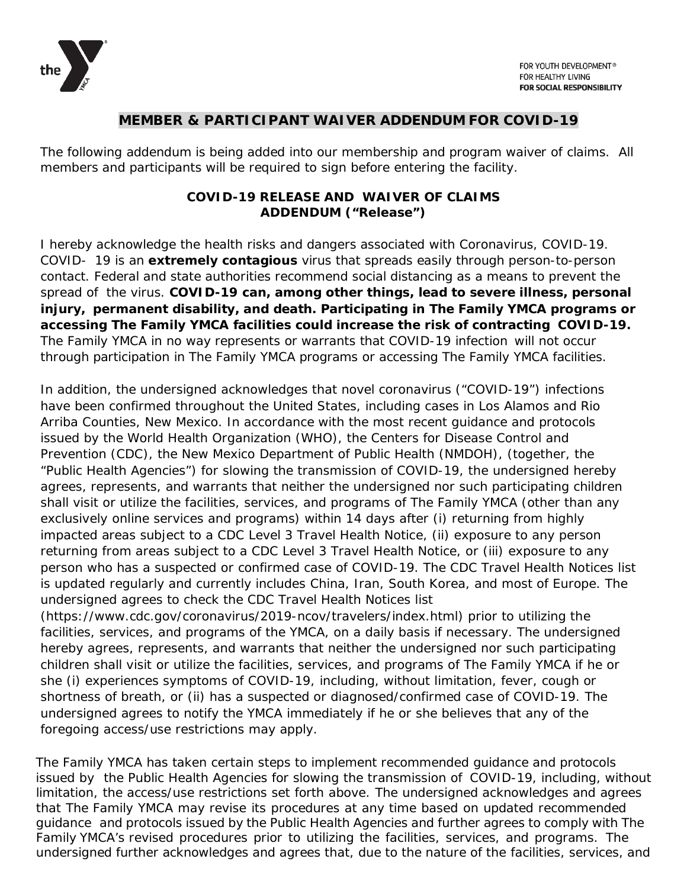FOR YOUTH DEVELOPMENT®
FOR HEALTHY LIVING
**FOR SOCIAL RESPONSIBILITY**

# MEMBER & PARTICIPANT WAIVER ADDENDUM FOR COVID-19

The following addendum is being added into our membership and program waiver of claims. All members and participants will be required to sign before entering the facility.

## COVID-19 RELEASE AND WAIVER OF CLAIMS ADDENDUM ("Release")

I hereby acknowledge the health risks and dangers associated with Coronavirus, COVID-19. COVID- 19 is an **extremely contagious** virus that spreads easily through person-to-person contact. Federal and state authorities recommend social distancing as a means to prevent the spread of the virus. **COVID-19 can, among other things, lead to severe illness, personal injury, permanent disability, and death. Participating in The Family YMCA programs or accessing The Family YMCA facilities could increase the risk of contracting COVID-19.** The Family YMCA in no way represents or warrants that COVID-19 infection will not occur through participation in The Family YMCA programs or accessing The Family YMCA facilities.

In addition, the undersigned acknowledges that novel coronavirus ("COVID-19") infections have been confirmed throughout the United States, including cases in Los Alamos and Rio Arriba Counties, New Mexico. In accordance with the most recent guidance and protocols issued by the World Health Organization (WHO), the Centers for Disease Control and Prevention (CDC), the New Mexico Department of Public Health (NMDOH), (together, the "Public Health Agencies") for slowing the transmission of COVID-19, the undersigned hereby agrees, represents, and warrants that neither the undersigned nor such participating children shall visit or utilize the facilities, services, and programs of The Family YMCA (other than any exclusively online services and programs) within 14 days after (i) returning from highly impacted areas subject to a CDC Level 3 Travel Health Notice, (ii) exposure to any person returning from areas subject to a CDC Level 3 Travel Health Notice, or (iii) exposure to any person who has a suspected or confirmed case of COVID-19. The CDC Travel Health Notices list is updated regularly and currently includes China, Iran, South Korea, and most of Europe. The undersigned agrees to check the CDC Travel Health Notices list (https://www.cdc.gov/coronavirus/2019-ncov/travelers/index.html) prior to utilizing the facilities, services, and programs of the YMCA, on a daily basis if necessary. The undersigned hereby agrees, represents, and warrants that neither the undersigned nor such participating children shall visit or utilize the facilities, services, and programs of The Family YMCA if he or she (i) experiences symptoms of COVID-19, including, without limitation, fever, cough or shortness of breath, or (ii) has a suspected or diagnosed/confirmed case of COVID-19. The undersigned agrees to notify the YMCA immediately if he or she believes that any of the foregoing access/use restrictions may apply.

The Family YMCA has taken certain steps to implement recommended guidance and protocols issued by the Public Health Agencies for slowing the transmission of COVID-19, including, without limitation, the access/use restrictions set forth above. The undersigned acknowledges and agrees that The Family YMCA may revise its procedures at any time based on updated recommended guidance and protocols issued by the Public Health Agencies and further agrees to comply with The Family YMCA's revised procedures prior to utilizing the facilities, services, and programs. The undersigned further acknowledges and agrees that, due to the nature of the facilities, services, and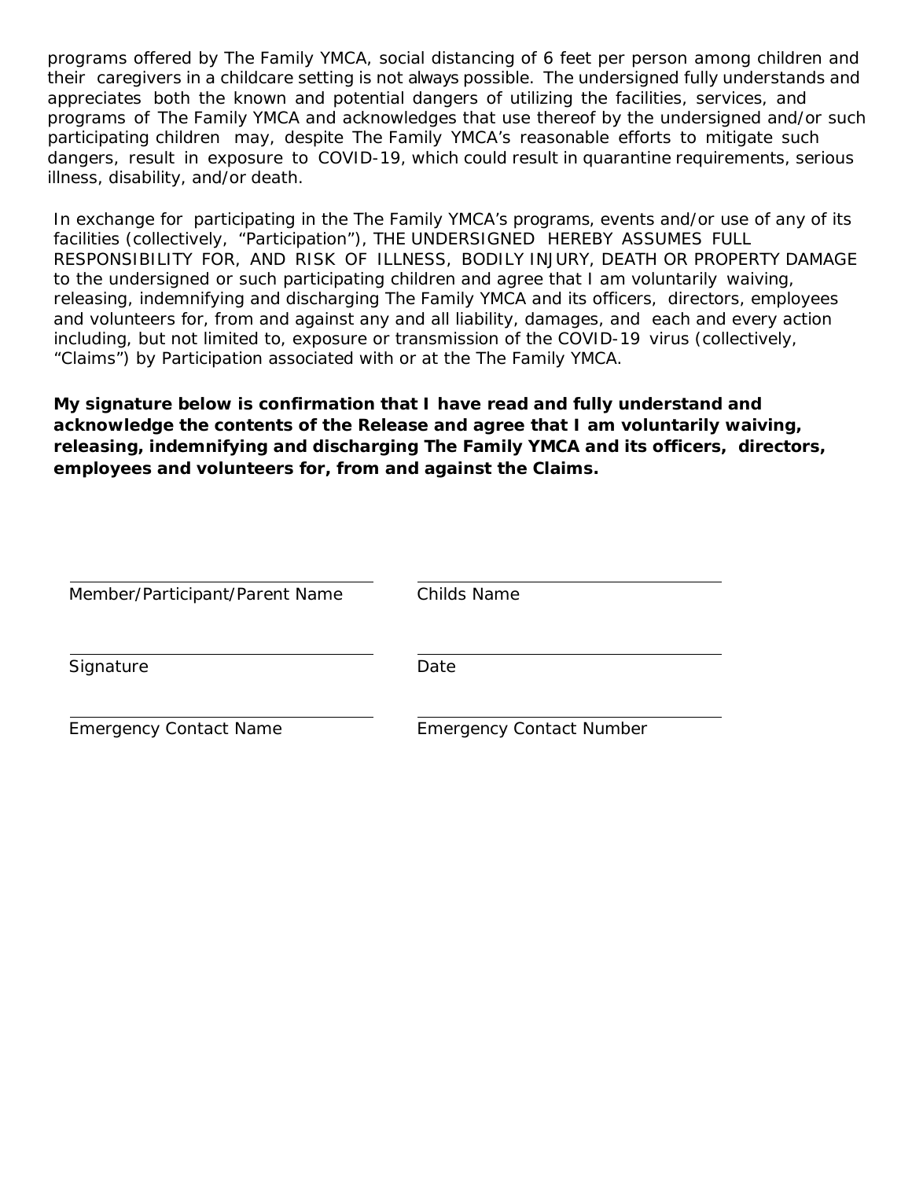programs offered by The Family YMCA, social distancing of 6 feet per person among children and their caregivers in a childcare setting is not always possible. The undersigned fully understands and appreciates both the known and potential dangers of utilizing the facilities, services, and programs of The Family YMCA and acknowledges that use thereof by the undersigned and/or such participating children may, despite The Family YMCA's reasonable efforts to mitigate such dangers, result in exposure to COVID-19, which could result in quarantine requirements, serious illness, disability, and/or death.

In exchange for participating in the The Family YMCA's programs, events and/or use of any of its facilities (collectively, "Participation"), THE UNDERSIGNED HEREBY ASSUMES FULL RESPONSIBILITY FOR, AND RISK OF ILLNESS, BODILY INJURY, DEATH OR PROPERTY DAMAGE to the undersigned or such participating children and agree that I am voluntarily waiving, releasing, indemnifying and discharging The Family YMCA and its officers, directors, employees and volunteers for, from and against any and all liability, damages, and each and every action including, but not limited to, exposure or transmission of the COVID-19 virus (collectively, "Claims") by Participation associated with or at the The Family YMCA.

**My signature below is confirmation that I have read and fully understand and acknowledge the contents of the Release and agree that I am voluntarily waiving, releasing, indemnifying and discharging The Family YMCA and its officers, directors, employees and volunteers for, from and against the Claims.**

Member/Participant/Parent Name ______________________ Childs Name ______________________

Signature ______________________ Date ______________________

Emergency Contact Name ______________________ Emergency Contact Number ______________________